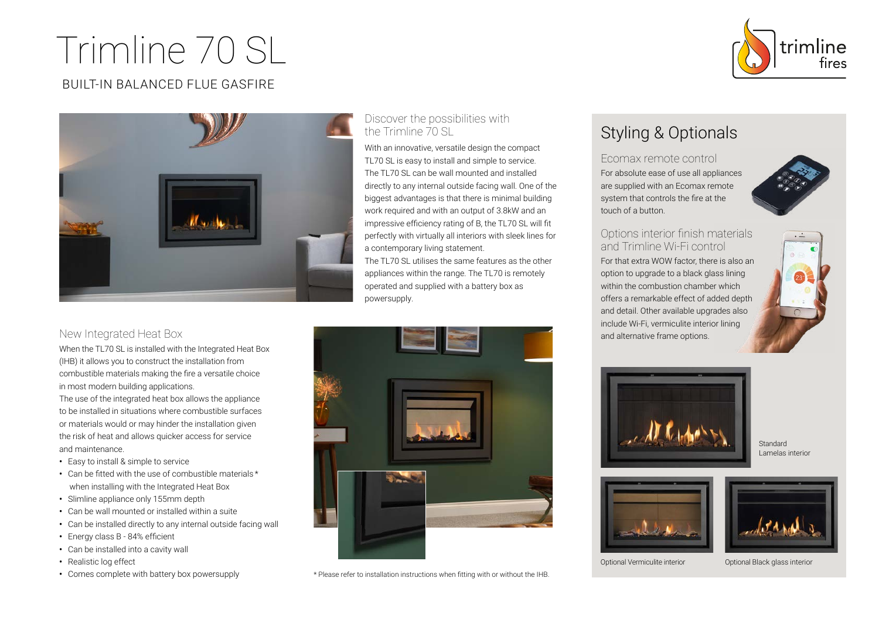# Trimline 70 SL

BUILT-IN BALANCED FLUE GASFIRE

trimline fires

## Discover the possibilities with the Trimline 70 SL

With an innovative, versatile design the compact TL70 SL is easy to install and simple to service. The TL70 SL can be wall mounted and installed directly to any internal outside facing wall. One of the biggest advantages is that there is minimal building work required and with an output of 3.8kW and an impressive efficiency rating of B, the TL70 SL will fit perfectly with virtually all interiors with sleek lines for a contemporary living statement.

The TL70 SL utilises the same features as the other appliances within the range. The TL70 is remotely operated and supplied with a battery box as powersupply.

## New Integrated Heat Box

When the TL70 SL is installed with the Integrated Heat Box (IHB) it allows you to construct the installation from combustible materials making the fire a versatile choice in most modern building applications.

The use of the integrated heat box allows the appliance to be installed in situations where combustible surfaces or materials would or may hinder the installation given the risk of heat and allows quicker access for service and maintenance.

- Easy to install & simple to service
- Can be fitted with the use of combustible materials* when installing with the Integrated Heat Box
- Slimline appliance only 155mm depth
- Can be wall mounted or installed within a suite
- Can be installed directly to any internal outside facing wall
- Energy class B - 84% efficient
- Can be installed into a cavity wall
- Realistic log effect
- Comes complete with battery box powersupply

\* Please refer to installation instructions when fitting with or without the IHB.

## Styling & Optionals

### Ecomax remote control

For absolute ease of use all appliances are supplied with an Ecomax remote system that controls the fire at the touch of a button.

### Options interior finish materials and Trimline Wi-Fi control

For that extra WOW factor, there is also an option to upgrade to a black glass lining within the combustion chamber which offers a remarkable effect of added depth and detail. Other available upgrades also include Wi-Fi, vermiculite interior lining and alternative frame options.

Standard Lamelas interior

Optional Vermiculite interior

Optional Black glass interior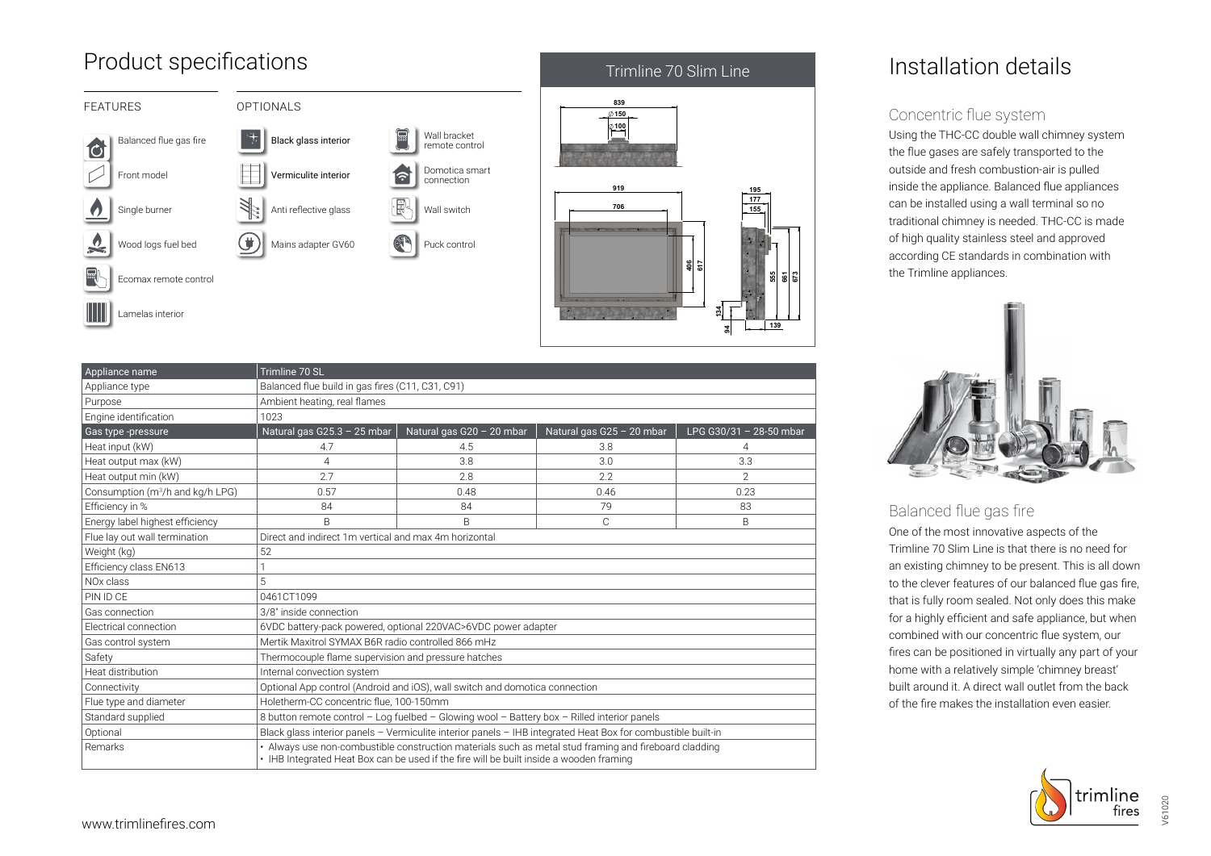# Product specifications

FEATURES

- Balanced flue gas fire
- Front model
- Single burner
- Wood logs fuel bed
- Ecomax remote control
- Lamelas interior

OPTIONALS

- Black glass interior
- Vermiculite interior
- Anti reflective glass
- Mains adapter GV60
- Wall bracket remote control
- Domotica smart connection
- Wall switch
- Puck control

## Trimline 70 Slim Line

839
∅150
∅100
919
706
406
617
195
177
155
555
661
673
134
94
139

| Appliance name | Trimline 70 SL | | | |
|---|---|---|---|---|
| Appliance type | Balanced flue build in gas fires (C11, C31, C91) | | | |
| Purpose | Ambient heating, real flames | | | |
| Engine identification | 1023 | | | |
| Gas type -pressure | Natural gas G25.3 – 25 mbar | Natural gas G20 – 20 mbar | Natural gas G25 – 20 mbar | LPG G30/31 – 28-50 mbar |
| Heat input (kW) | 4.7 | 4.5 | 3.8 | 4 |
| Heat output max (kW) | 4 | 3.8 | 3.0 | 3.3 |
| Heat output min (kW) | 2.7 | 2.8 | 2.2 | 2 |
| Consumption ($m^3$/h and kg/h LPG) | 0.57 | 0.48 | 0.46 | 0.23 |
| Efficiency in % | 84 | 84 | 79 | 83 |
| Energy label highest efficiency | B | B | C | B |
| Flue lay out wall termination | Direct and indirect 1m vertical and max 4m horizontal | | | |
| Weight (kg) | 52 | | | |
| Efficiency class EN613 | 1 | | | |
| NOx class | 5 | | | |
| PIN ID CE | 0461CT1099 | | | |
| Gas connection | 3/8" inside connection | | | |
| Electrical connection | 6VDC battery-pack powered, optional 220VAC>6VDC power adapter | | | |
| Gas control system | Mertik Maxitrol SYMAX B6R radio controlled 866 mHz | | | |
| Safety | Thermocouple flame supervision and pressure hatches | | | |
| Heat distribution | Internal convection system | | | |
| Connectivity | Optional App control (Android and iOS), wall switch and domotica connection | | | |
| Flue type and diameter | Holetherm-CC concentric flue, 100-150mm | | | |
| Standard supplied | 8 button remote control – Log fuelbed – Glowing wool – Battery box – Rilled interior panels | | | |
| Optional | Black glass interior panels – Vermiculite interior panels – IHB integrated Heat Box for combustible built-in | | | |
| Remarks | • Always use non-combustible construction materials such as metal stud framing and fireboard cladding • IHB Integrated Heat Box can be used if the fire will be built inside a wooden framing | | | |

# Installation details

## Concentric flue system

Using the THC-CC double wall chimney system the flue gases are safely transported to the outside and fresh combustion-air is pulled inside the appliance. Balanced flue appliances can be installed using a wall terminal so no traditional chimney is needed. THC-CC is made of high quality stainless steel and approved according CE standards in combination with the Trimline appliances.

## Balanced flue gas fire

One of the most innovative aspects of the Trimline 70 Slim Line is that there is no need for an existing chimney to be present. This is all down to the clever features of our balanced flue gas fire, that is fully room sealed. Not only does this make for a highly efficient and safe appliance, but when combined with our concentric flue system, our fires can be positioned in virtually any part of your home with a relatively simple 'chimney breast' built around it. A direct wall outlet from the back of the fire makes the installation even easier.

trimline fires

www.trimlinefires.com

V61020